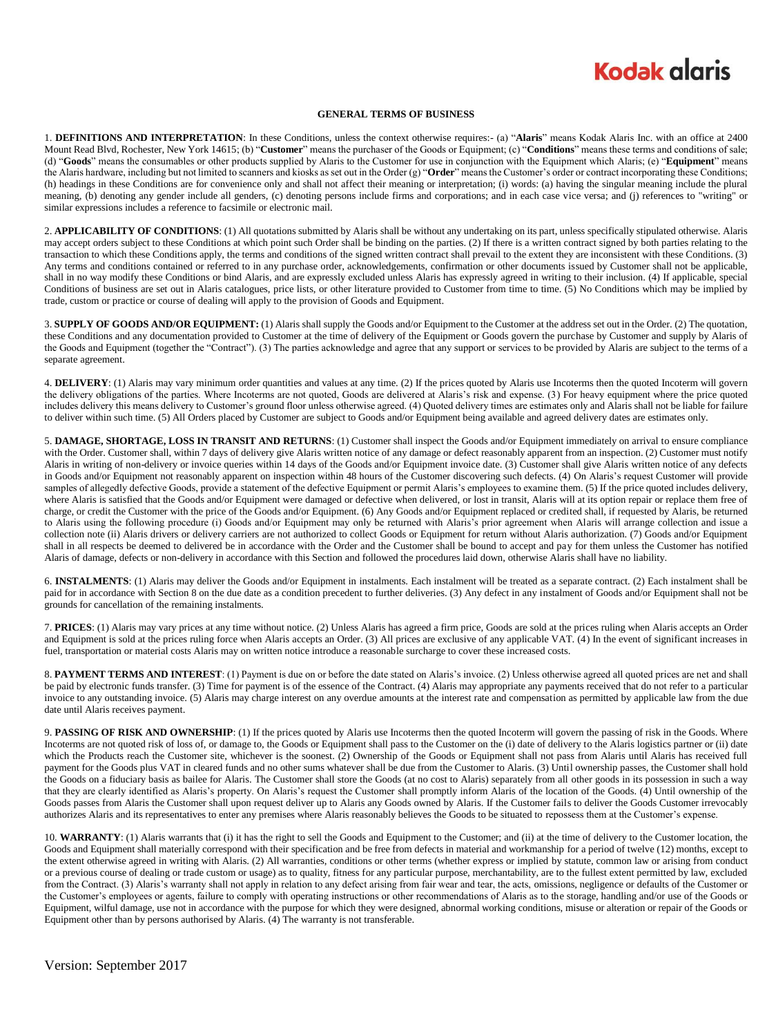Kodak alaris

# GENERAL TERMS OF BUSINESS

1. **DEFINITIONS AND INTERPRETATION**: In these Conditions, unless the context otherwise requires:- (a) "**Alaris**" means Kodak Alaris Inc. with an office at 2400 Mount Read Blvd, Rochester, New York 14615; (b) "**Customer**" means the purchaser of the Goods or Equipment; (c) "**Conditions**" means these terms and conditions of sale; (d) "**Goods**" means the consumables or other products supplied by Alaris to the Customer for use in conjunction with the Equipment which Alaris; (e) "**Equipment**" means the Alaris hardware, including but not limited to scanners and kiosks as set out in the Order (g) "**Order**" means the Customer's order or contract incorporating these Conditions; (h) headings in these Conditions are for convenience only and shall not affect their meaning or interpretation; (i) words: (a) having the singular meaning include the plural meaning, (b) denoting any gender include all genders, (c) denoting persons include firms and corporations; and in each case vice versa; and (j) references to "writing" or similar expressions includes a reference to facsimile or electronic mail.

2. **APPLICABILITY OF CONDITIONS**: (1) All quotations submitted by Alaris shall be without any undertaking on its part, unless specifically stipulated otherwise. Alaris may accept orders subject to these Conditions at which point such Order shall be binding on the parties. (2) If there is a written contract signed by both parties relating to the transaction to which these Conditions apply, the terms and conditions of the signed written contract shall prevail to the extent they are inconsistent with these Conditions. (3) Any terms and conditions contained or referred to in any purchase order, acknowledgements, confirmation or other documents issued by Customer shall not be applicable, shall in no way modify these Conditions or bind Alaris, and are expressly excluded unless Alaris has expressly agreed in writing to their inclusion. (4) If applicable, special Conditions of business are set out in Alaris catalogues, price lists, or other literature provided to Customer from time to time. (5) No Conditions which may be implied by trade, custom or practice or course of dealing will apply to the provision of Goods and Equipment.

3. **SUPPLY OF GOODS AND/OR EQUIPMENT:** (1) Alaris shall supply the Goods and/or Equipment to the Customer at the address set out in the Order. (2) The quotation, these Conditions and any documentation provided to Customer at the time of delivery of the Equipment or Goods govern the purchase by Customer and supply by Alaris of the Goods and Equipment (together the "Contract"). (3) The parties acknowledge and agree that any support or services to be provided by Alaris are subject to the terms of a separate agreement.

4. **DELIVERY**: (1) Alaris may vary minimum order quantities and values at any time. (2) If the prices quoted by Alaris use Incoterms then the quoted Incoterm will govern the delivery obligations of the parties. Where Incoterms are not quoted, Goods are delivered at Alaris's risk and expense. (3) For heavy equipment where the price quoted includes delivery this means delivery to Customer's ground floor unless otherwise agreed. (4) Quoted delivery times are estimates only and Alaris shall not be liable for failure to deliver within such time. (5) All Orders placed by Customer are subject to Goods and/or Equipment being available and agreed delivery dates are estimates only.

5. **DAMAGE, SHORTAGE, LOSS IN TRANSIT AND RETURNS**: (1) Customer shall inspect the Goods and/or Equipment immediately on arrival to ensure compliance with the Order. Customer shall, within 7 days of delivery give Alaris written notice of any damage or defect reasonably apparent from an inspection. (2) Customer must notify Alaris in writing of non-delivery or invoice queries within 14 days of the Goods and/or Equipment invoice date. (3) Customer shall give Alaris written notice of any defects in Goods and/or Equipment not reasonably apparent on inspection within 48 hours of the Customer discovering such defects. (4) On Alaris's request Customer will provide samples of allegedly defective Goods, provide a statement of the defective Equipment or permit Alaris's employees to examine them. (5) If the price quoted includes delivery, where Alaris is satisfied that the Goods and/or Equipment were damaged or defective when delivered, or lost in transit, Alaris will at its option repair or replace them free of charge, or credit the Customer with the price of the Goods and/or Equipment. (6) Any Goods and/or Equipment replaced or credited shall, if requested by Alaris, be returned to Alaris using the following procedure (i) Goods and/or Equipment may only be returned with Alaris's prior agreement when Alaris will arrange collection and issue a collection note (ii) Alaris drivers or delivery carriers are not authorized to collect Goods or Equipment for return without Alaris authorization. (7) Goods and/or Equipment shall in all respects be deemed to delivered be in accordance with the Order and the Customer shall be bound to accept and pay for them unless the Customer has notified Alaris of damage, defects or non-delivery in accordance with this Section and followed the procedures laid down, otherwise Alaris shall have no liability.

6. **INSTALMENTS**: (1) Alaris may deliver the Goods and/or Equipment in instalments. Each instalment will be treated as a separate contract. (2) Each instalment shall be paid for in accordance with Section 8 on the due date as a condition precedent to further deliveries. (3) Any defect in any instalment of Goods and/or Equipment shall not be grounds for cancellation of the remaining instalments.

7. **PRICES**: (1) Alaris may vary prices at any time without notice. (2) Unless Alaris has agreed a firm price, Goods are sold at the prices ruling when Alaris accepts an Order and Equipment is sold at the prices ruling force when Alaris accepts an Order. (3) All prices are exclusive of any applicable VAT. (4) In the event of significant increases in fuel, transportation or material costs Alaris may on written notice introduce a reasonable surcharge to cover these increased costs.

8. **PAYMENT TERMS AND INTEREST**: (1) Payment is due on or before the date stated on Alaris's invoice. (2) Unless otherwise agreed all quoted prices are net and shall be paid by electronic funds transfer. (3) Time for payment is of the essence of the Contract. (4) Alaris may appropriate any payments received that do not refer to a particular invoice to any outstanding invoice. (5) Alaris may charge interest on any overdue amounts at the interest rate and compensation as permitted by applicable law from the due date until Alaris receives payment.

9. **PASSING OF RISK AND OWNERSHIP**: (1) If the prices quoted by Alaris use Incoterms then the quoted Incoterm will govern the passing of risk in the Goods. Where Incoterms are not quoted risk of loss of, or damage to, the Goods or Equipment shall pass to the Customer on the (i) date of delivery to the Alaris logistics partner or (ii) date which the Products reach the Customer site, whichever is the soonest. (2) Ownership of the Goods or Equipment shall not pass from Alaris until Alaris has received full payment for the Goods plus VAT in cleared funds and no other sums whatever shall be due from the Customer to Alaris. (3) Until ownership passes, the Customer shall hold the Goods on a fiduciary basis as bailee for Alaris. The Customer shall store the Goods (at no cost to Alaris) separately from all other goods in its possession in such a way that they are clearly identified as Alaris's property. On Alaris's request the Customer shall promptly inform Alaris of the location of the Goods. (4) Until ownership of the Goods passes from Alaris the Customer shall upon request deliver up to Alaris any Goods owned by Alaris. If the Customer fails to deliver the Goods Customer irrevocably authorizes Alaris and its representatives to enter any premises where Alaris reasonably believes the Goods to be situated to repossess them at the Customer's expense.

10. **WARRANTY**: (1) Alaris warrants that (i) it has the right to sell the Goods and Equipment to the Customer; and (ii) at the time of delivery to the Customer location, the Goods and Equipment shall materially correspond with their specification and be free from defects in material and workmanship for a period of twelve (12) months, except to the extent otherwise agreed in writing with Alaris. (2) All warranties, conditions or other terms (whether express or implied by statute, common law or arising from conduct or a previous course of dealing or trade custom or usage) as to quality, fitness for any particular purpose, merchantability, are to the fullest extent permitted by law, excluded from the Contract. (3) Alaris's warranty shall not apply in relation to any defect arising from fair wear and tear, the acts, omissions, negligence or defaults of the Customer or the Customer's employees or agents, failure to comply with operating instructions or other recommendations of Alaris as to the storage, handling and/or use of the Goods or Equipment, wilful damage, use not in accordance with the purpose for which they were designed, abnormal working conditions, misuse or alteration or repair of the Goods or Equipment other than by persons authorised by Alaris. (4) The warranty is not transferable.

Version: September 2017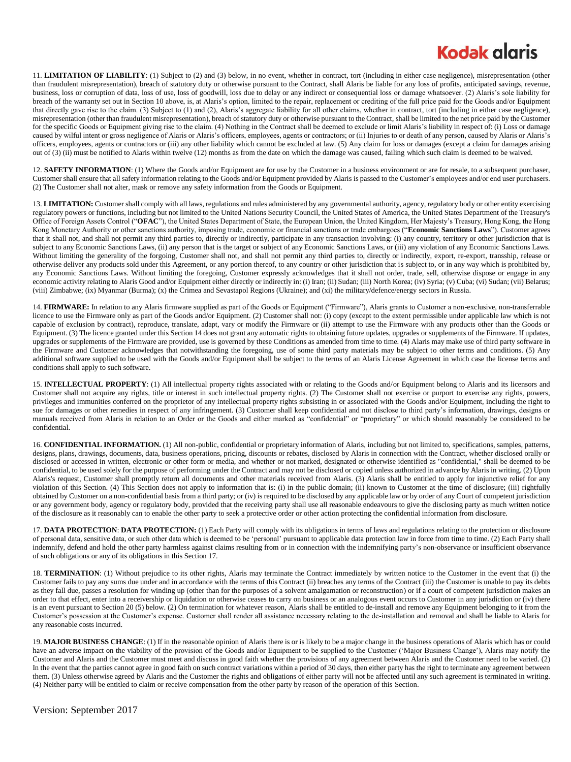11. **LIMITATION OF LIABILITY**: (1) Subject to (2) and (3) below, in no event, whether in contract, tort (including in either case negligence), misrepresentation (other than fraudulent misrepresentation), breach of statutory duty or otherwise pursuant to the Contract, shall Alaris be liable for any loss of profits, anticipated savings, revenue, business, loss or corruption of data, loss of use, loss of goodwill, loss due to delay or any indirect or consequential loss or damage whatsoever. (2) Alaris's sole liability for breach of the warranty set out in Section 10 above, is, at Alaris's option, limited to the repair, replacement or crediting of the full price paid for the Goods and/or Equipment that directly gave rise to the claim. (3) Subject to (1) and (2), Alaris's aggregate liability for all other claims, whether in contract, tort (including in either case negligence), misrepresentation (other than fraudulent misrepresentation), breach of statutory duty or otherwise pursuant to the Contract, shall be limited to the net price paid by the Customer for the specific Goods or Equipment giving rise to the claim. (4) Nothing in the Contract shall be deemed to exclude or limit Alaris's liability in respect of: (i) Loss or damage caused by wilful intent or gross negligence of Alaris or Alaris's officers, employees, agents or contractors; or (ii) Injuries to or death of any person, caused by Alaris or Alaris's officers, employees, agents or contractors or (iii) any other liability which cannot be excluded at law. (5) Any claim for loss or damages (except a claim for damages arising out of (3) (ii) must be notified to Alaris within twelve (12) months as from the date on which the damage was caused, failing which such claim is deemed to be waived.

12. **SAFETY INFORMATION**: (1) Where the Goods and/or Equipment are for use by the Customer in a business environment or are for resale, to a subsequent purchaser, Customer shall ensure that all safety information relating to the Goods and/or Equipment provided by Alaris is passed to the Customer's employees and/or end user purchasers. (2) The Customer shall not alter, mask or remove any safety information from the Goods or Equipment.

13. **LIMITATION:** Customer shall comply with all laws, regulations and rules administered by any governmental authority, agency, regulatory body or other entity exercising regulatory powers or functions, including but not limited to the United Nations Security Council, the United States of America, the United States Department of the Treasury's Office of Foreign Assets Control ("**OFAC**"), the United States Department of State, the European Union, the United Kingdom, Her Majesty's Treasury, Hong Kong, the Hong Kong Monetary Authority or other sanctions authority, imposing trade, economic or financial sanctions or trade embargoes ("**Economic Sanctions Laws**"). Customer agrees that it shall not, and shall not permit any third parties to, directly or indirectly, participate in any transaction involving: (i) any country, territory or other jurisdiction that is subject to any Economic Sanctions Laws, (ii) any person that is the target or subject of any Economic Sanctions Laws, or (iii) any violation of any Economic Sanctions Laws. Without limiting the generality of the forgoing, Customer shall not, and shall not permit any third parties to, directly or indirectly, export, re-export, transship, release or otherwise deliver any products sold under this Agreement, or any portion thereof, to any country or other jurisdiction that is subject to, or in any way which is prohibited by, any Economic Sanctions Laws. Without limiting the foregoing, Customer expressly acknowledges that it shall not order, trade, sell, otherwise dispose or engage in any economic activity relating to Alaris Good and/or Equipment either directly or indirectly in: (i) Iran; (ii) Sudan; (iii) North Korea; (iv) Syria; (v) Cuba; (vi) Sudan; (vii) Belarus; (viii) Zimbabwe; (ix) Myanmar (Burma); (x) the Crimea and Sevastapol Regions (Ukraine); and (xi) the military/defence/energy sectors in Russia.

14. **FIRMWARE:** In relation to any Alaris firmware supplied as part of the Goods or Equipment ("Firmware"), Alaris grants to Customer a non-exclusive, non-transferrable licence to use the Firmware only as part of the Goods and/or Equipment. (2) Customer shall not: (i) copy (except to the extent permissible under applicable law which is not capable of exclusion by contract), reproduce, translate, adapt, vary or modify the Firmware or (ii) attempt to use the Firmware with any products other than the Goods or Equipment. (3) The licence granted under this Section 14 does not grant any automatic rights to obtaining future updates, upgrades or supplements of the Firmware. If updates, upgrades or supplements of the Firmware are provided, use is governed by these Conditions as amended from time to time. (4) Alaris may make use of third party software in the Firmware and Customer acknowledges that notwithstanding the foregoing, use of some third party materials may be subject to other terms and conditions. (5) Any additional software supplied to be used with the Goods and/or Equipment shall be subject to the terms of an Alaris License Agreement in which case the license terms and conditions shall apply to such software.

15. **INTELLECTUAL PROPERTY**: (1) All intellectual property rights associated with or relating to the Goods and/or Equipment belong to Alaris and its licensors and Customer shall not acquire any rights, title or interest in such intellectual property rights. (2) The Customer shall not exercise or purport to exercise any rights, powers, privileges and immunities conferred on the proprietor of any intellectual property rights subsisting in or associated with the Goods and/or Equipment, including the right to sue for damages or other remedies in respect of any infringement. (3) Customer shall keep confidential and not disclose to third party's information, drawings, designs or manuals received from Alaris in relation to an Order or the Goods and either marked as "confidential" or "proprietary" or which should reasonably be considered to be confidential.

16. **CONFIDENTIAL INFORMATION.** (1) All non-public, confidential or proprietary information of Alaris, including but not limited to, specifications, samples, patterns, designs, plans, drawings, documents, data, business operations, pricing, discounts or rebates, disclosed by Alaris in connection with the Contract, whether disclosed orally or disclosed or accessed in written, electronic or other form or media, and whether or not marked, designated or otherwise identified as "confidential," shall be deemed to be confidential, to be used solely for the purpose of performing under the Contract and may not be disclosed or copied unless authorized in advance by Alaris in writing. (2) Upon Alaris's request, Customer shall promptly return all documents and other materials received from Alaris. (3) Alaris shall be entitled to apply for injunctive relief for any violation of this Section. (4) This Section does not apply to information that is: (i) in the public domain; (ii) known to Customer at the time of disclosure; (iii) rightfully obtained by Customer on a non-confidential basis from a third party; or (iv) is required to be disclosed by any applicable law or by order of any Court of competent jurisdiction or any government body, agency or regulatory body, provided that the receiving party shall use all reasonable endeavours to give the disclosing party as much written notice of the disclosure as it reasonably can to enable the other party to seek a protective order or other action protecting the confidential information from disclosure.

17. **DATA PROTECTION**: **DATA PROTECTION:** (1) Each Party will comply with its obligations in terms of laws and regulations relating to the protection or disclosure of personal data, sensitive data, or such other data which is deemed to be 'personal' pursuant to applicable data protection law in force from time to time. (2) Each Party shall indemnify, defend and hold the other party harmless against claims resulting from or in connection with the indemnifying party's non-observance or insufficient observance of such obligations or any of its obligations in this Section 17.

18. **TERMINATION**: (1) Without prejudice to its other rights, Alaris may terminate the Contract immediately by written notice to the Customer in the event that (i) the Customer fails to pay any sums due under and in accordance with the terms of this Contract (ii) breaches any terms of the Contract (iii) the Customer is unable to pay its debts as they fall due, passes a resolution for winding up (other than for the purposes of a solvent amalgamation or reconstruction) or if a court of competent jurisdiction makes an order to that effect, enter into a receivership or liquidation or otherwise ceases to carry on business or an analogous event occurs to Customer in any jurisdiction or (iv) there is an event pursuant to Section 20 (5) below. (2) On termination for whatever reason, Alaris shall be entitled to de-install and remove any Equipment belonging to it from the Customer's possession at the Customer's expense. Customer shall render all assistance necessary relating to the de-installation and removal and shall be liable to Alaris for any reasonable costs incurred.

19. **MAJOR BUSINESS CHANGE**: (1) If in the reasonable opinion of Alaris there is or is likely to be a major change in the business operations of Alaris which has or could have an adverse impact on the viability of the provision of the Goods and/or Equipment to be supplied to the Customer ('Major Business Change'), Alaris may notify the Customer and Alaris and the Customer must meet and discuss in good faith whether the provisions of any agreement between Alaris and the Customer need to be varied. (2) In the event that the parties cannot agree in good faith on such contract variations within a period of 30 days, then either party has the right to terminate any agreement between them. (3) Unless otherwise agreed by Alaris and the Customer the rights and obligations of either party will not be affected until any such agreement is terminated in writing. (4) Neither party will be entitled to claim or receive compensation from the other party by reason of the operation of this Section.

Version: September 2017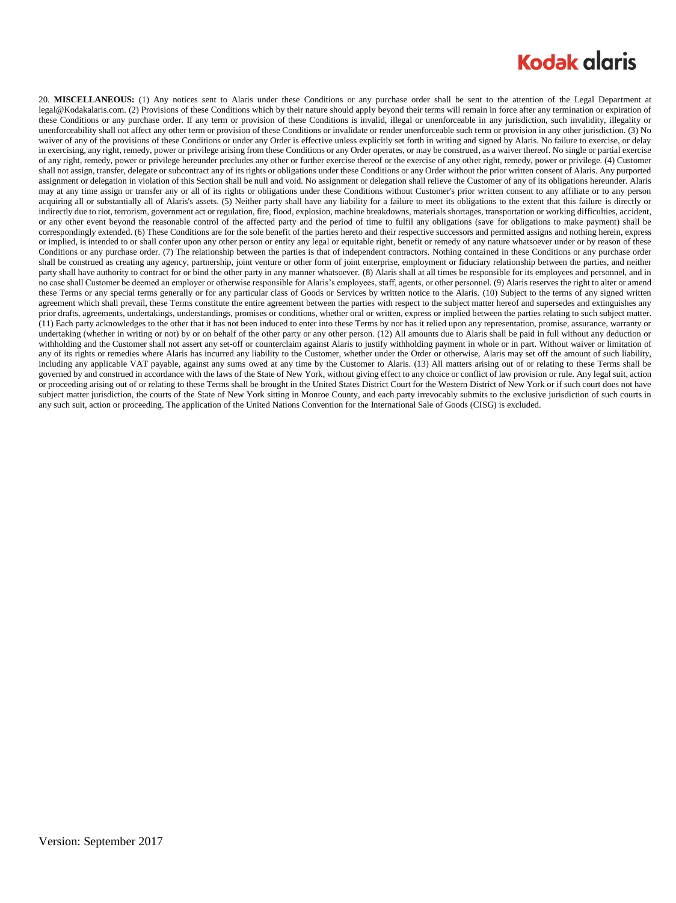20. **MISCELLANEOUS:** (1) Any notices sent to Alaris under these Conditions or any purchase order shall be sent to the attention of the Legal Department at legal@Kodakalaris.com. (2) Provisions of these Conditions which by their nature should apply beyond their terms will remain in force after any termination or expiration of these Conditions or any purchase order. If any term or provision of these Conditions is invalid, illegal or unenforceable in any jurisdiction, such invalidity, illegality or unenforceability shall not affect any other term or provision of these Conditions or invalidate or render unenforceable such term or provision in any other jurisdiction. (3) No waiver of any of the provisions of these Conditions or under any Order is effective unless explicitly set forth in writing and signed by Alaris. No failure to exercise, or delay in exercising, any right, remedy, power or privilege arising from these Conditions or any Order operates, or may be construed, as a waiver thereof. No single or partial exercise of any right, remedy, power or privilege hereunder precludes any other or further exercise thereof or the exercise of any other right, remedy, power or privilege. (4) Customer shall not assign, transfer, delegate or subcontract any of its rights or obligations under these Conditions or any Order without the prior written consent of Alaris. Any purported assignment or delegation in violation of this Section shall be null and void. No assignment or delegation shall relieve the Customer of any of its obligations hereunder. Alaris may at any time assign or transfer any or all of its rights or obligations under these Conditions without Customer's prior written consent to any affiliate or to any person acquiring all or substantially all of Alaris's assets. (5) Neither party shall have any liability for a failure to meet its obligations to the extent that this failure is directly or indirectly due to riot, terrorism, government act or regulation, fire, flood, explosion, machine breakdowns, materials shortages, transportation or working difficulties, accident, or any other event beyond the reasonable control of the affected party and the period of time to fulfil any obligations (save for obligations to make payment) shall be correspondingly extended. (6) These Conditions are for the sole benefit of the parties hereto and their respective successors and permitted assigns and nothing herein, express or implied, is intended to or shall confer upon any other person or entity any legal or equitable right, benefit or remedy of any nature whatsoever under or by reason of these Conditions or any purchase order. (7) The relationship between the parties is that of independent contractors. Nothing contained in these Conditions or any purchase order shall be construed as creating any agency, partnership, joint venture or other form of joint enterprise, employment or fiduciary relationship between the parties, and neither party shall have authority to contract for or bind the other party in any manner whatsoever. (8) Alaris shall at all times be responsible for its employees and personnel, and in no case shall Customer be deemed an employer or otherwise responsible for Alaris's employees, staff, agents, or other personnel. (9) Alaris reserves the right to alter or amend these Terms or any special terms generally or for any particular class of Goods or Services by written notice to the Alaris. (10) Subject to the terms of any signed written agreement which shall prevail, these Terms constitute the entire agreement between the parties with respect to the subject matter hereof and supersedes and extinguishes any prior drafts, agreements, undertakings, understandings, promises or conditions, whether oral or written, express or implied between the parties relating to such subject matter. (11) Each party acknowledges to the other that it has not been induced to enter into these Terms by nor has it relied upon any representation, promise, assurance, warranty or undertaking (whether in writing or not) by or on behalf of the other party or any other person. (12) All amounts due to Alaris shall be paid in full without any deduction or withholding and the Customer shall not assert any set-off or counterclaim against Alaris to justify withholding payment in whole or in part. Without waiver or limitation of any of its rights or remedies where Alaris has incurred any liability to the Customer, whether under the Order or otherwise, Alaris may set off the amount of such liability, including any applicable VAT payable, against any sums owed at any time by the Customer to Alaris. (13) All matters arising out of or relating to these Terms shall be governed by and construed in accordance with the laws of the State of New York, without giving effect to any choice or conflict of law provision or rule. Any legal suit, action or proceeding arising out of or relating to these Terms shall be brought in the United States District Court for the Western District of New York or if such court does not have subject matter jurisdiction, the courts of the State of New York sitting in Monroe County, and each party irrevocably submits to the exclusive jurisdiction of such courts in any such suit, action or proceeding. The application of the United Nations Convention for the International Sale of Goods (CISG) is excluded.

Version: September 2017